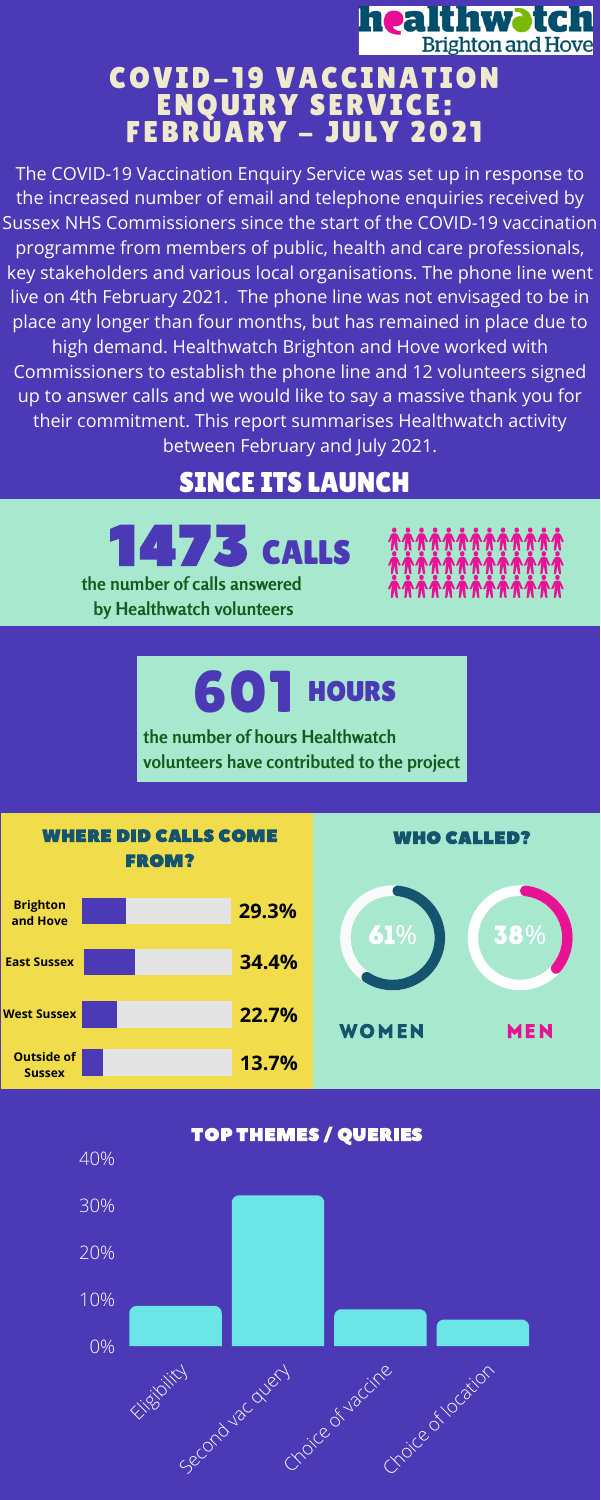healthwatch Brighton and Hove

# COVID-19 VACCINATION ENQUIRY SERVICE: FEBRUARY – JULY 2021

The COVID-19 Vaccination Enquiry Service was set up in response to the increased number of email and telephone enquiries received by Sussex NHS Commissioners since the start of the COVID-19 vaccination programme from members of public, health and care professionals, key stakeholders and various local organisations. The phone line went live on 4th February 2021. The phone line was not envisaged to be in place any longer than four months, but has remained in place due to high demand. Healthwatch Brighton and Hove worked with Commissioners to establish the phone line and 12 volunteers signed up to answer calls and we would like to say a massive thank you for their commitment. This report summarises Healthwatch activity between February and July 2021.

## SINCE ITS LAUNCH

**1473 CALLS**

the number of calls answered by Healthwatch volunteers

**601 HOURS**

the number of hours Healthwatch volunteers have contributed to the project

### WHERE DID CALLS COME FROM?

| Location | Percentage |
|---|---|
| Brighton and Hove | 29.3% |
| East Sussex | 34.4% |
| West Sussex | 22.7% |
| Outside of Sussex | 13.7% |

### WHO CALLED?

| Women | Men |
|---|---|
| 61% | 38% |

### TOP THEMES / QUERIES

| Theme / Query | Approx. share of calls |
|---|---|
| Eligibility | ~9% |
| Second vac query | ~32% |
| Choice of vaccine | ~8% |
| Choice of location | ~6% |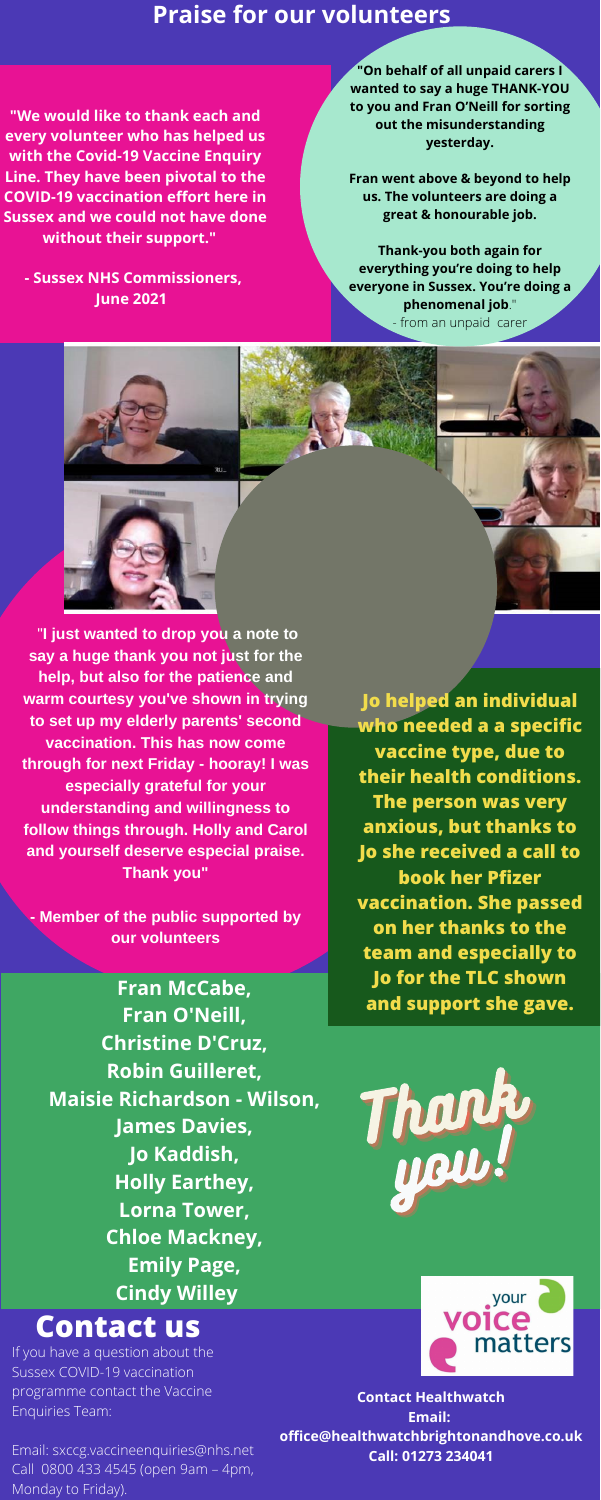# Praise for our volunteers

**"We would like to thank each and every volunteer who has helped us with the Covid-19 Vaccine Enquiry Line. They have been pivotal to the COVID-19 vaccination effort here in Sussex and we could not have done without their support."**

**- Sussex NHS Commissioners, June 2021**

**"On behalf of all unpaid carers I wanted to say a huge THANK-YOU to you and Fran O'Neill for sorting out the misunderstanding yesterday.**

**Fran went above & beyond to help us. The volunteers are doing a great & honourable job.**

**Thank-you both again for everything you're doing to help everyone in Sussex. You're doing a phenomenal job."**
- from an unpaid carer

**"I just wanted to drop you a note to say a huge thank you not just for the help, but also for the patience and warm courtesy you've shown in trying to set up my elderly parents' second vaccination. This has now come through for next Friday - hooray! I was especially grateful for your understanding and willingness to follow things through. Holly and Carol and yourself deserve especial praise. Thank you"**

**- Member of the public supported by our volunteers**

**Jo helped an individual who needed a a specific vaccine type, due to their health conditions. The person was very anxious, but thanks to Jo she received a call to book her Pfizer vaccination. She passed on her thanks to the team and especially to Jo for the TLC shown and support she gave.**

**Fran McCabe,**
**Fran O'Neill,**
**Christine D'Cruz,**
**Robin Guilleret,**
**Maisie Richardson - Wilson,**
**James Davies,**
**Jo Kaddish,**
**Holly Earthey,**
**Lorna Tower,**
**Chloe Mackney,**
**Emily Page,**
**Cindy Willey**

Thank you!

## Contact us

If you have a question about the Sussex COVID-19 vaccination programme contact the Vaccine Enquiries Team:

Email: sxccg.vaccineenquiries@nhs.net
Call 0800 433 4545 (open 9am – 4pm, Monday to Friday).

your voice matters

**Contact Healthwatch**
**Email: office@healthwatchbrightonandhove.co.uk**
**Call: 01273 234041**